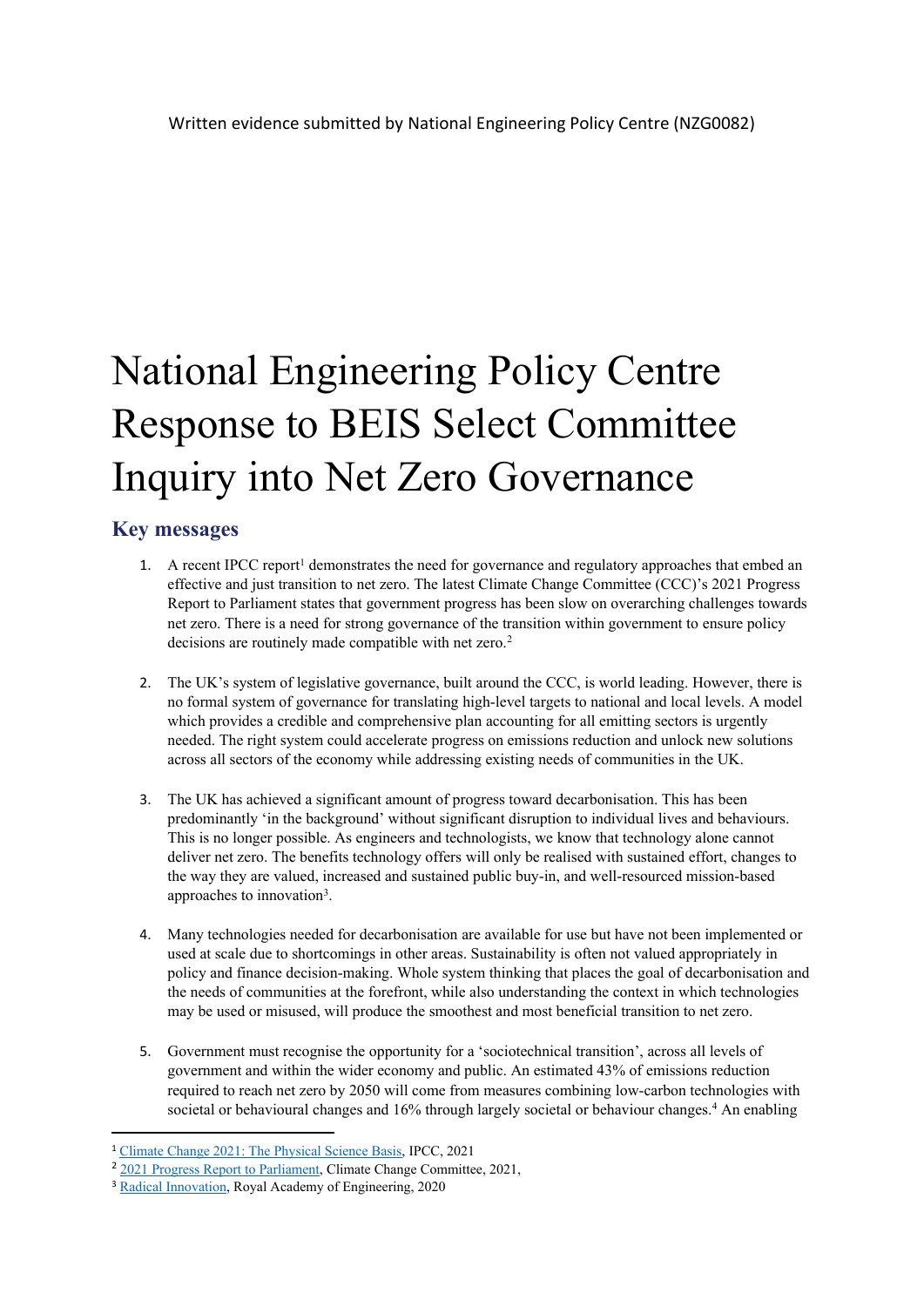Written evidence submitted by National Engineering Policy Centre (NZG0082)

# National Engineering Policy Centre Response to BEIS Select Committee Inquiry into Net Zero Governance

## Key messages

1. A recent IPCC report[1] demonstrates the need for governance and regulatory approaches that embed an effective and just transition to net zero. The latest Climate Change Committee (CCC)'s 2021 Progress Report to Parliament states that government progress has been slow on overarching challenges towards net zero. There is a need for strong governance of the transition within government to ensure policy decisions are routinely made compatible with net zero.[2]

2. The UK's system of legislative governance, built around the CCC, is world leading. However, there is no formal system of governance for translating high-level targets to national and local levels. A model which provides a credible and comprehensive plan accounting for all emitting sectors is urgently needed. The right system could accelerate progress on emissions reduction and unlock new solutions across all sectors of the economy while addressing existing needs of communities in the UK.

3. The UK has achieved a significant amount of progress toward decarbonisation. This has been predominantly 'in the background' without significant disruption to individual lives and behaviours. This is no longer possible. As engineers and technologists, we know that technology alone cannot deliver net zero. The benefits technology offers will only be realised with sustained effort, changes to the way they are valued, increased and sustained public buy-in, and well-resourced mission-based approaches to innovation[3].

4. Many technologies needed for decarbonisation are available for use but have not been implemented or used at scale due to shortcomings in other areas. Sustainability is often not valued appropriately in policy and finance decision-making. Whole system thinking that places the goal of decarbonisation and the needs of communities at the forefront, while also understanding the context in which technologies may be used or misused, will produce the smoothest and most beneficial transition to net zero.

5. Government must recognise the opportunity for a 'sociotechnical transition', across all levels of government and within the wider economy and public. An estimated 43% of emissions reduction required to reach net zero by 2050 will come from measures combining low-carbon technologies with societal or behavioural changes and 16% through largely societal or behaviour changes.[4] An enabling

---

[1] Climate Change 2021: The Physical Science Basis, IPCC, 2021

[2] 2021 Progress Report to Parliament, Climate Change Committee, 2021,

[3] Radical Innovation, Royal Academy of Engineering, 2020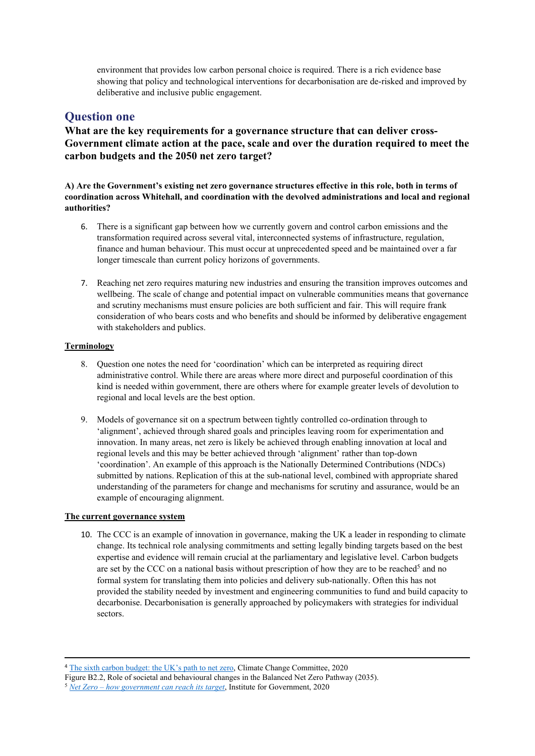environment that provides low carbon personal choice is required. There is a rich evidence base showing that policy and technological interventions for decarbonisation are de-risked and improved by deliberative and inclusive public engagement.

## Question one

### What are the key requirements for a governance structure that can deliver cross-Government climate action at the pace, scale and over the duration required to meet the carbon budgets and the 2050 net zero target?

**A) Are the Government's existing net zero governance structures effective in this role, both in terms of coordination across Whitehall, and coordination with the devolved administrations and local and regional authorities?**

6. There is a significant gap between how we currently govern and control carbon emissions and the transformation required across several vital, interconnected systems of infrastructure, regulation, finance and human behaviour. This must occur at unprecedented speed and be maintained over a far longer timescale than current policy horizons of governments.

7. Reaching net zero requires maturing new industries and ensuring the transition improves outcomes and wellbeing. The scale of change and potential impact on vulnerable communities means that governance and scrutiny mechanisms must ensure policies are both sufficient and fair. This will require frank consideration of who bears costs and who benefits and should be informed by deliberative engagement with stakeholders and publics.

**Terminology**

8. Question one notes the need for 'coordination' which can be interpreted as requiring direct administrative control. While there are areas where more direct and purposeful coordination of this kind is needed within government, there are others where for example greater levels of devolution to regional and local levels are the best option.

9. Models of governance sit on a spectrum between tightly controlled co-ordination through to 'alignment', achieved through shared goals and principles leaving room for experimentation and innovation. In many areas, net zero is likely be achieved through enabling innovation at local and regional levels and this may be better achieved through 'alignment' rather than top-down 'coordination'. An example of this approach is the Nationally Determined Contributions (NDCs) submitted by nations. Replication of this at the sub-national level, combined with appropriate shared understanding of the parameters for change and mechanisms for scrutiny and assurance, would be an example of encouraging alignment.

**The current governance system**

10. The CCC is an example of innovation in governance, making the UK a leader in responding to climate change. Its technical role analysing commitments and setting legally binding targets based on the best expertise and evidence will remain crucial at the parliamentary and legislative level. Carbon budgets are set by the CCC on a national basis without prescription of how they are to be reached[5] and no formal system for translating them into policies and delivery sub-nationally. Often this has not provided the stability needed by investment and engineering communities to fund and build capacity to decarbonise. Decarbonisation is generally approached by policymakers with strategies for individual sectors.

---

[4] The sixth carbon budget: the UK's path to net zero, Climate Change Committee, 2020
Figure B2.2, Role of societal and behavioural changes in the Balanced Net Zero Pathway (2035).

[5] *Net Zero – how government can reach its target*, Institute for Government, 2020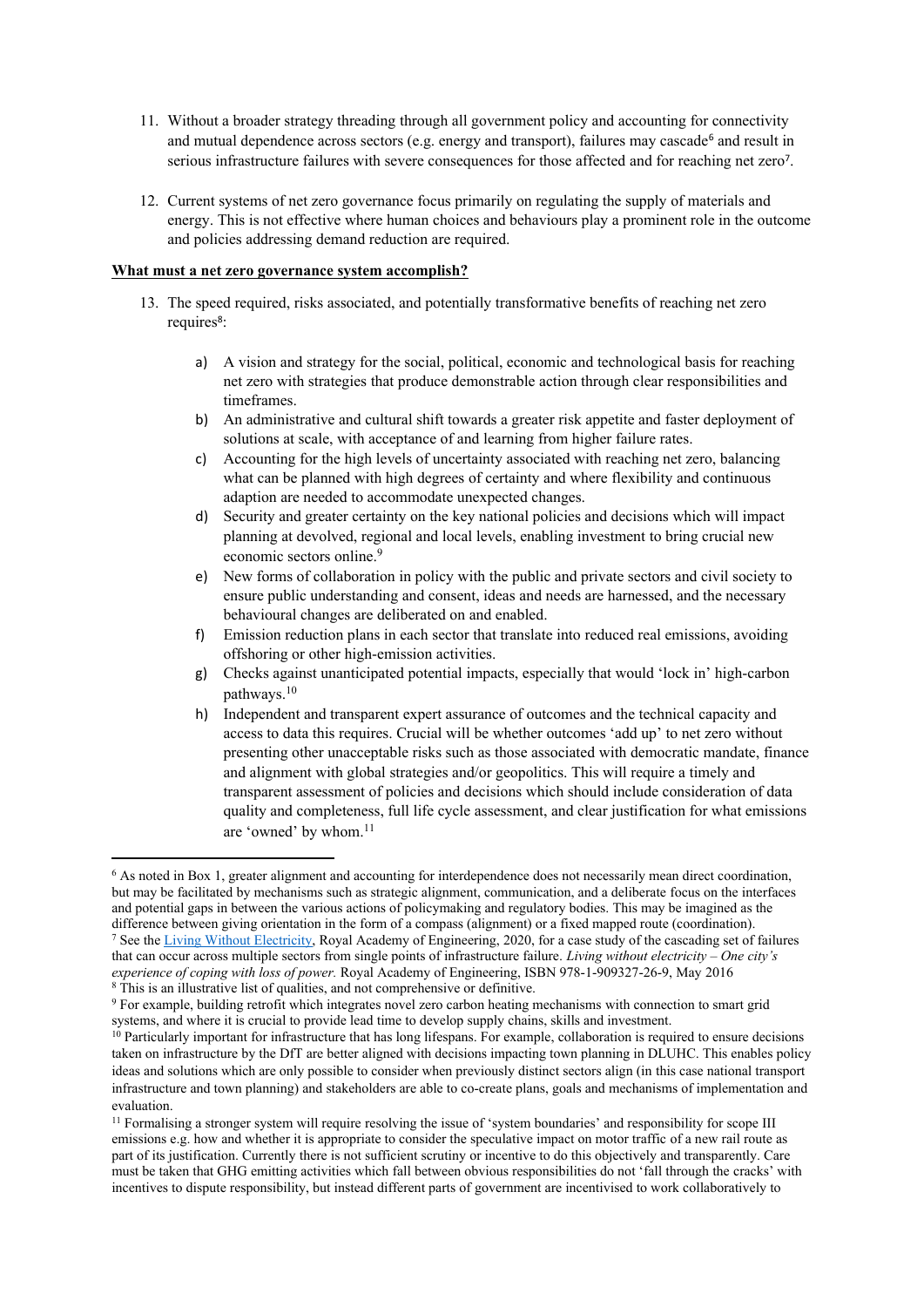11. Without a broader strategy threading through all government policy and accounting for connectivity and mutual dependence across sectors (e.g. energy and transport), failures may cascade[6] and result in serious infrastructure failures with severe consequences for those affected and for reaching net zero[7].

12. Current systems of net zero governance focus primarily on regulating the supply of materials and energy. This is not effective where human choices and behaviours play a prominent role in the outcome and policies addressing demand reduction are required.

**What must a net zero governance system accomplish?**

13. The speed required, risks associated, and potentially transformative benefits of reaching net zero requires[8]:

    a) A vision and strategy for the social, political, economic and technological basis for reaching net zero with strategies that produce demonstrable action through clear responsibilities and timeframes.
    
    b) An administrative and cultural shift towards a greater risk appetite and faster deployment of solutions at scale, with acceptance of and learning from higher failure rates.
    
    c) Accounting for the high levels of uncertainty associated with reaching net zero, balancing what can be planned with high degrees of certainty and where flexibility and continuous adaption are needed to accommodate unexpected changes.
    
    d) Security and greater certainty on the key national policies and decisions which will impact planning at devolved, regional and local levels, enabling investment to bring crucial new economic sectors online.[9]
    
    e) New forms of collaboration in policy with the public and private sectors and civil society to ensure public understanding and consent, ideas and needs are harnessed, and the necessary behavioural changes are deliberated on and enabled.
    
    f) Emission reduction plans in each sector that translate into reduced real emissions, avoiding offshoring or other high-emission activities.
    
    g) Checks against unanticipated potential impacts, especially that would 'lock in' high-carbon pathways.[10]
    
    h) Independent and transparent expert assurance of outcomes and the technical capacity and access to data this requires. Crucial will be whether outcomes 'add up' to net zero without presenting other unacceptable risks such as those associated with democratic mandate, finance and alignment with global strategies and/or geopolitics. This will require a timely and transparent assessment of policies and decisions which should include consideration of data quality and completeness, full life cycle assessment, and clear justification for what emissions are 'owned' by whom.[11]

---

[6] As noted in Box 1, greater alignment and accounting for interdependence does not necessarily mean direct coordination, but may be facilitated by mechanisms such as strategic alignment, communication, and a deliberate focus on the interfaces and potential gaps in between the various actions of policymaking and regulatory bodies. This may be imagined as the difference between giving orientation in the form of a compass (alignment) or a fixed mapped route (coordination).

[7] See the [Living Without Electricity](), Royal Academy of Engineering, 2020, for a case study of the cascading set of failures that can occur across multiple sectors from single points of infrastructure failure. *Living without electricity – One city's experience of coping with loss of power.* Royal Academy of Engineering, ISBN 978-1-909327-26-9, May 2016

[8] This is an illustrative list of qualities, and not comprehensive or definitive.

[9] For example, building retrofit which integrates novel zero carbon heating mechanisms with connection to smart grid systems, and where it is crucial to provide lead time to develop supply chains, skills and investment.

[10] Particularly important for infrastructure that has long lifespans. For example, collaboration is required to ensure decisions taken on infrastructure by the DfT are better aligned with decisions impacting town planning in DLUHC. This enables policy ideas and solutions which are only possible to consider when previously distinct sectors align (in this case national transport infrastructure and town planning) and stakeholders are able to co-create plans, goals and mechanisms of implementation and evaluation.

[11] Formalising a stronger system will require resolving the issue of 'system boundaries' and responsibility for scope III emissions e.g. how and whether it is appropriate to consider the speculative impact on motor traffic of a new rail route as part of its justification. Currently there is not sufficient scrutiny or incentive to do this objectively and transparently. Care must be taken that GHG emitting activities which fall between obvious responsibilities do not 'fall through the cracks' with incentives to dispute responsibility, but instead different parts of government are incentivised to work collaboratively to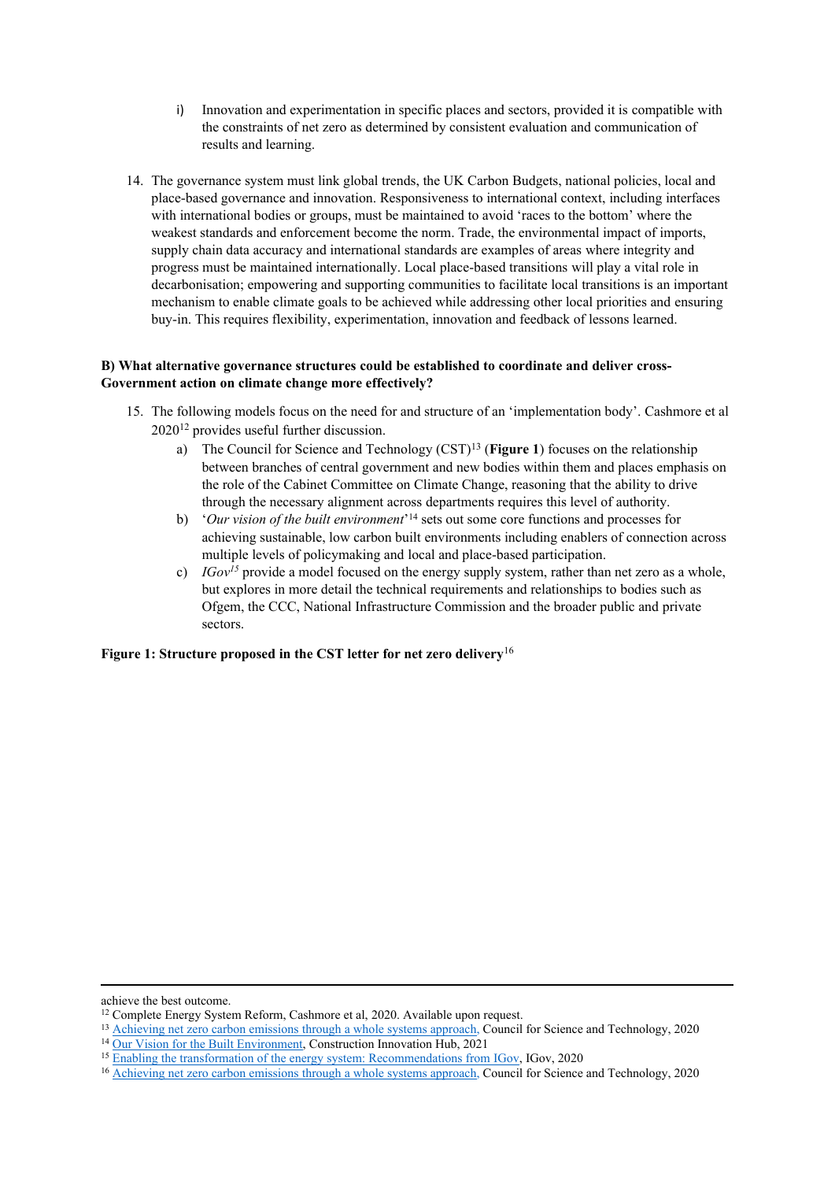i) Innovation and experimentation in specific places and sectors, provided it is compatible with the constraints of net zero as determined by consistent evaluation and communication of results and learning.

14. The governance system must link global trends, the UK Carbon Budgets, national policies, local and place-based governance and innovation. Responsiveness to international context, including interfaces with international bodies or groups, must be maintained to avoid 'races to the bottom' where the weakest standards and enforcement become the norm. Trade, the environmental impact of imports, supply chain data accuracy and international standards are examples of areas where integrity and progress must be maintained internationally. Local place-based transitions will play a vital role in decarbonisation; empowering and supporting communities to facilitate local transitions is an important mechanism to enable climate goals to be achieved while addressing other local priorities and ensuring buy-in. This requires flexibility, experimentation, innovation and feedback of lessons learned.

**B) What alternative governance structures could be established to coordinate and deliver cross-Government action on climate change more effectively?**

15. The following models focus on the need for and structure of an 'implementation body'. Cashmore et al 2020[12] provides useful further discussion.
    a) The Council for Science and Technology (CST)[13] (**Figure 1**) focuses on the relationship between branches of central government and new bodies within them and places emphasis on the role of the Cabinet Committee on Climate Change, reasoning that the ability to drive through the necessary alignment across departments requires this level of authority.
    b) '*Our vision of the built environment*'[14] sets out some core functions and processes for achieving sustainable, low carbon built environments including enablers of connection across multiple levels of policymaking and local and place-based participation.
    c) *IGov*[15] provide a model focused on the energy supply system, rather than net zero as a whole, but explores in more detail the technical requirements and relationships to bodies such as Ofgem, the CCC, National Infrastructure Commission and the broader public and private sectors.

**Figure 1: Structure proposed in the CST letter for net zero delivery**[16]

---

achieve the best outcome.

[12] Complete Energy System Reform, Cashmore et al, 2020. Available upon request.

[13] Achieving net zero carbon emissions through a whole systems approach, Council for Science and Technology, 2020

[14] Our Vision for the Built Environment, Construction Innovation Hub, 2021

[15] Enabling the transformation of the energy system: Recommendations from IGov, IGov, 2020

[16] Achieving net zero carbon emissions through a whole systems approach, Council for Science and Technology, 2020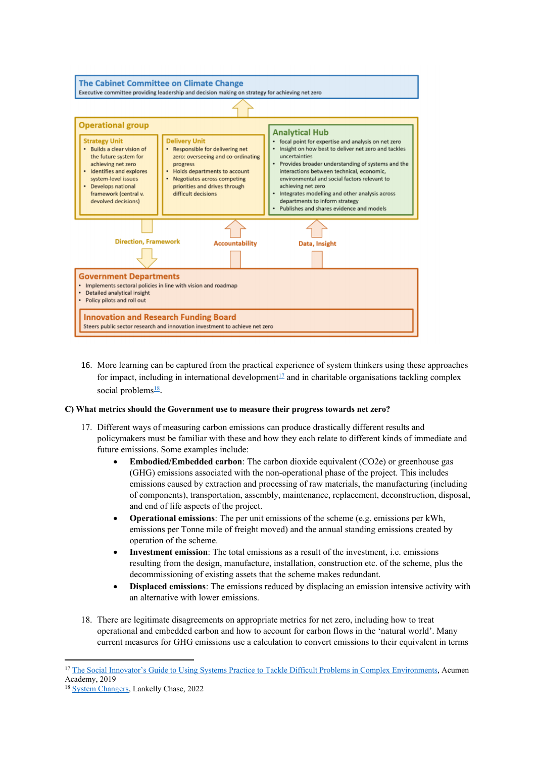The Cabinet Committee on Climate Change
Executive committee providing leadership and decision making on strategy for achieving net zero

Operational group

Strategy Unit
- Builds a clear vision of the future system for achieving net zero
- Identifies and explores system-level issues
- Develops national framework (central v. devolved decisions)

Delivery Unit
- Responsible for delivering net zero: overseeing and co-ordinating progress
- Holds departments to account
- Negotiates across competing priorities and drives through difficult decisions

Analytical Hub
- focal point for expertise and analysis on net zero
- Insight on how best to deliver net zero and tackles uncertainties
- Provides broader understanding of systems and the interactions between technical, economic, environmental and social factors relevant to achieving net zero
- Integrates modelling and other analysis across departments to inform strategy
- Publishes and shares evidence and models

Direction, Framework

Accountability

Data, Insight

Government Departments
- Implements sectoral policies in line with vision and roadmap
- Detailed analytical insight
- Policy pilots and roll out

Innovation and Research Funding Board
Steers public sector research and innovation investment to achieve net zero

16. More learning can be captured from the practical experience of system thinkers using these approaches for impact, including in international development[17] and in charitable organisations tackling complex social problems[18].

**C) What metrics should the Government use to measure their progress towards net zero?**

17. Different ways of measuring carbon emissions can produce drastically different results and policymakers must be familiar with these and how they each relate to different kinds of immediate and future emissions. Some examples include:
    - **Embodied/Embedded carbon**: The carbon dioxide equivalent (CO2e) or greenhouse gas (GHG) emissions associated with the non-operational phase of the project. This includes emissions caused by extraction and processing of raw materials, the manufacturing (including of components), transportation, assembly, maintenance, replacement, deconstruction, disposal, and end of life aspects of the project.
    - **Operational emissions**: The per unit emissions of the scheme (e.g. emissions per kWh, emissions per Tonne mile of freight moved) and the annual standing emissions created by operation of the scheme.
    - **Investment emission**: The total emissions as a result of the investment, i.e. emissions resulting from the design, manufacture, installation, construction etc. of the scheme, plus the decommissioning of existing assets that the scheme makes redundant.
    - **Displaced emissions**: The emissions reduced by displacing an emission intensive activity with an alternative with lower emissions.

18. There are legitimate disagreements on appropriate metrics for net zero, including how to treat operational and embedded carbon and how to account for carbon flows in the 'natural world'. Many current measures for GHG emissions use a calculation to convert emissions to their equivalent in terms

---

[17] The Social Innovator's Guide to Using Systems Practice to Tackle Difficult Problems in Complex Environments, Acumen Academy, 2019

[18] System Changers, Lankelly Chase, 2022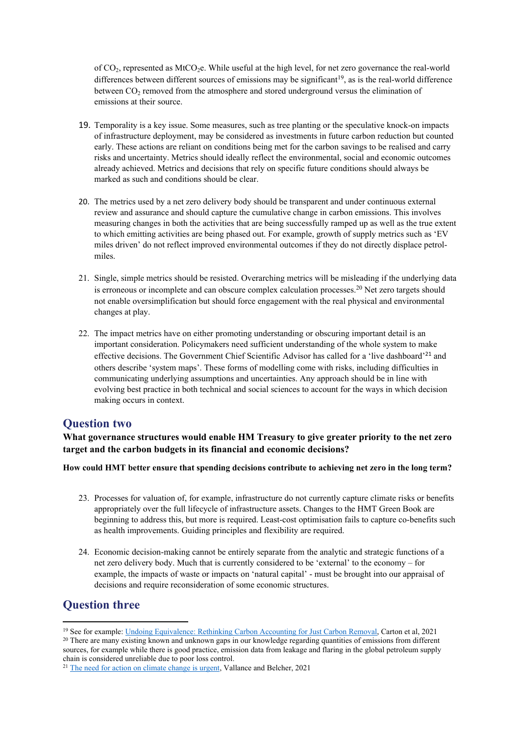of $CO_2$, represented as $MtCO_2e$. While useful at the high level, for net zero governance the real-world differences between different sources of emissions may be significant[19], as is the real-world difference between $CO_2$ removed from the atmosphere and stored underground versus the elimination of emissions at their source.

19. Temporality is a key issue. Some measures, such as tree planting or the speculative knock-on impacts of infrastructure deployment, may be considered as investments in future carbon reduction but counted early. These actions are reliant on conditions being met for the carbon savings to be realised and carry risks and uncertainty. Metrics should ideally reflect the environmental, social and economic outcomes already achieved. Metrics and decisions that rely on specific future conditions should always be marked as such and conditions should be clear.

20. The metrics used by a net zero delivery body should be transparent and under continuous external review and assurance and should capture the cumulative change in carbon emissions. This involves measuring changes in both the activities that are being successfully ramped up as well as the true extent to which emitting activities are being phased out. For example, growth of supply metrics such as 'EV miles driven' do not reflect improved environmental outcomes if they do not directly displace petrol-miles.

21. Single, simple metrics should be resisted. Overarching metrics will be misleading if the underlying data is erroneous or incomplete and can obscure complex calculation processes.[20] Net zero targets should not enable oversimplification but should force engagement with the real physical and environmental changes at play.

22. The impact metrics have on either promoting understanding or obscuring important detail is an important consideration. Policymakers need sufficient understanding of the whole system to make effective decisions. The Government Chief Scientific Advisor has called for a 'live dashboard'[21] and others describe 'system maps'. These forms of modelling come with risks, including difficulties in communicating underlying assumptions and uncertainties. Any approach should be in line with evolving best practice in both technical and social sciences to account for the ways in which decision making occurs in context.

## Question two

**What governance structures would enable HM Treasury to give greater priority to the net zero target and the carbon budgets in its financial and economic decisions?**

**How could HMT better ensure that spending decisions contribute to achieving net zero in the long term?**

23. Processes for valuation of, for example, infrastructure do not currently capture climate risks or benefits appropriately over the full lifecycle of infrastructure assets. Changes to the HMT Green Book are beginning to address this, but more is required. Least-cost optimisation fails to capture co-benefits such as health improvements. Guiding principles and flexibility are required.

24. Economic decision-making cannot be entirely separate from the analytic and strategic functions of a net zero delivery body. Much that is currently considered to be 'external' to the economy – for example, the impacts of waste or impacts on 'natural capital' - must be brought into our appraisal of decisions and require reconsideration of some economic structures.

## Question three

---

[19] See for example: [Undoing Equivalence: Rethinking Carbon Accounting for Just Carbon Removal](), Carton et al, 2021

[20] There are many existing known and unknown gaps in our knowledge regarding quantities of emissions from different sources, for example while there is good practice, emission data from leakage and flaring in the global petroleum supply chain is considered unreliable due to poor loss control.

[21] [The need for action on climate change is urgent](), Vallance and Belcher, 2021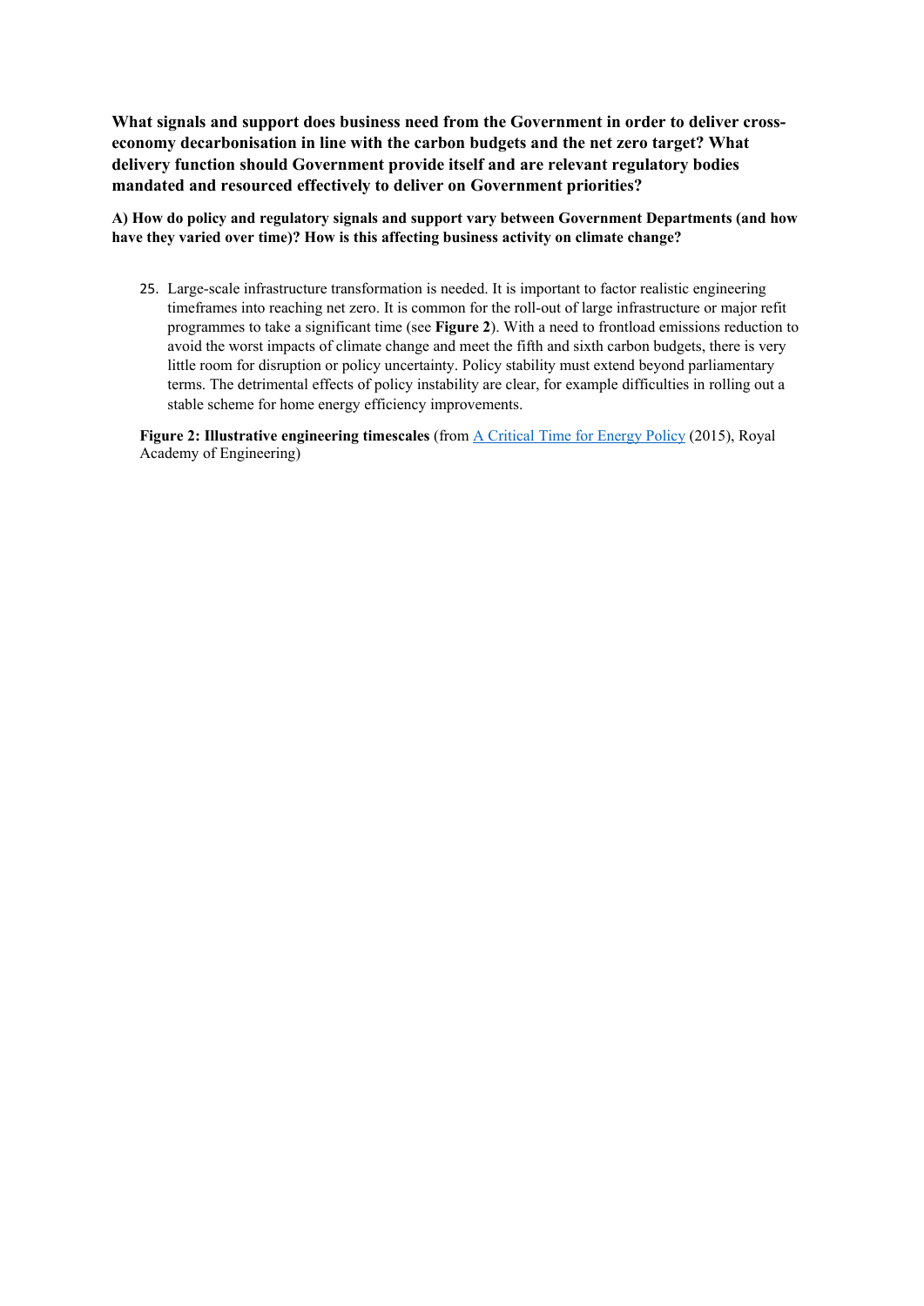**What signals and support does business need from the Government in order to deliver cross-economy decarbonisation in line with the carbon budgets and the net zero target? What delivery function should Government provide itself and are relevant regulatory bodies mandated and resourced effectively to deliver on Government priorities?**

**A) How do policy and regulatory signals and support vary between Government Departments (and how have they varied over time)? How is this affecting business activity on climate change?**

25. Large-scale infrastructure transformation is needed. It is important to factor realistic engineering timeframes into reaching net zero. It is common for the roll-out of large infrastructure or major refit programmes to take a significant time (see **Figure 2**). With a need to frontload emissions reduction to avoid the worst impacts of climate change and meet the fifth and sixth carbon budgets, there is very little room for disruption or policy uncertainty. Policy stability must extend beyond parliamentary terms. The detrimental effects of policy instability are clear, for example difficulties in rolling out a stable scheme for home energy efficiency improvements.

**Figure 2: Illustrative engineering timescales** (from [A Critical Time for Energy Policy](#) (2015), Royal Academy of Engineering)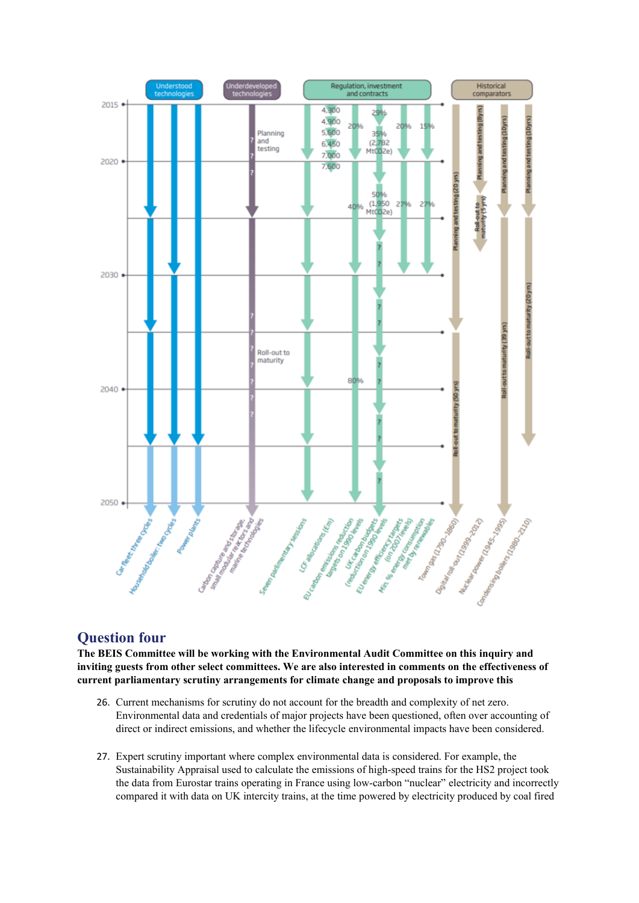## Question four

**The BEIS Committee will be working with the Environmental Audit Committee on this inquiry and inviting guests from other select committees. We are also interested in comments on the effectiveness of current parliamentary scrutiny arrangements for climate change and proposals to improve this**

26. Current mechanisms for scrutiny do not account for the breadth and complexity of net zero. Environmental data and credentials of major projects have been questioned, often over accounting of direct or indirect emissions, and whether the lifecycle environmental impacts have been considered.

27. Expert scrutiny important where complex environmental data is considered. For example, the Sustainability Appraisal used to calculate the emissions of high-speed trains for the HS2 project took the data from Eurostar trains operating in France using low-carbon "nuclear" electricity and incorrectly compared it with data on UK intercity trains, at the time powered by electricity produced by coal fired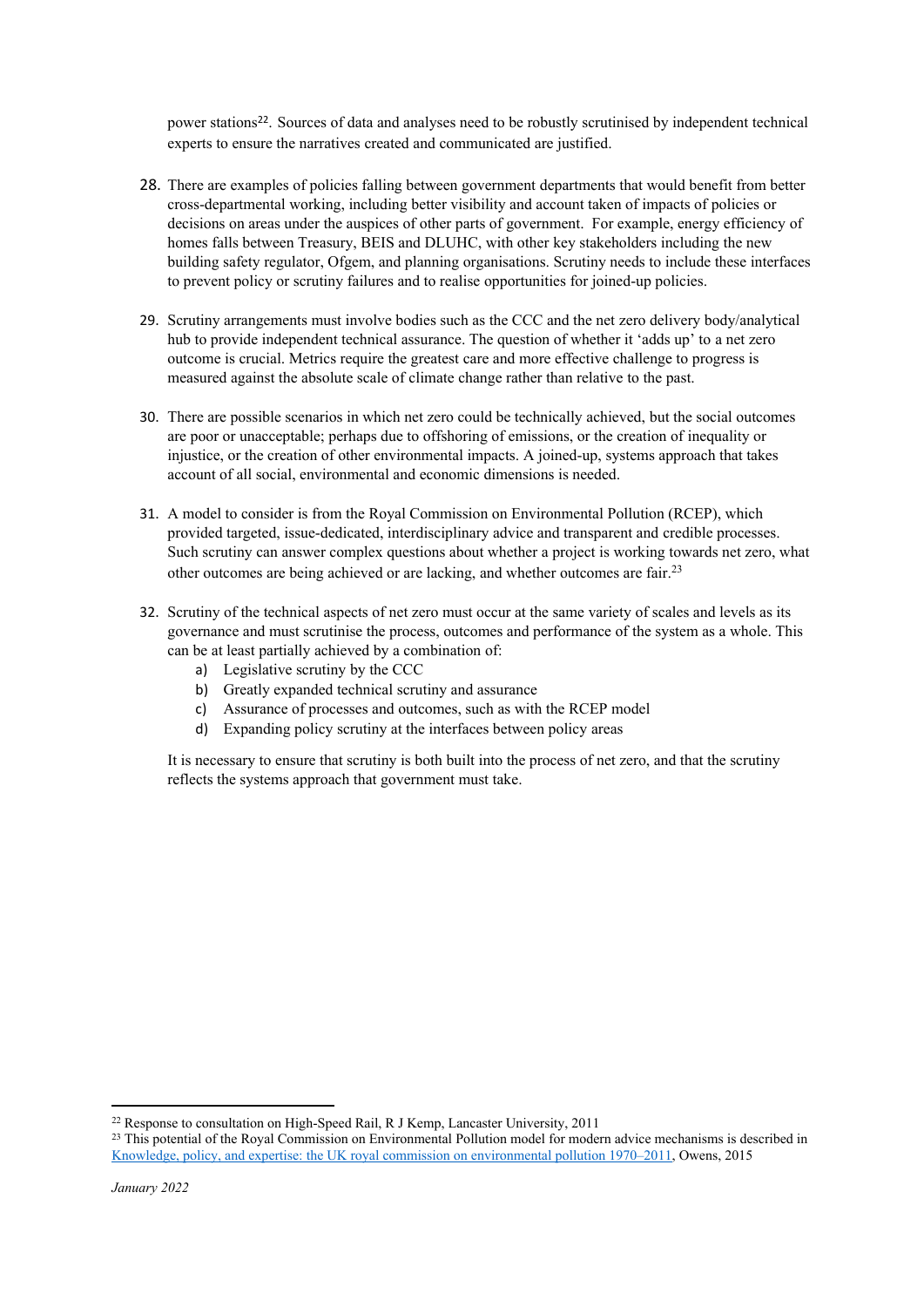power stations[22]. Sources of data and analyses need to be robustly scrutinised by independent technical experts to ensure the narratives created and communicated are justified.

28. There are examples of policies falling between government departments that would benefit from better cross-departmental working, including better visibility and account taken of impacts of policies or decisions on areas under the auspices of other parts of government. For example, energy efficiency of homes falls between Treasury, BEIS and DLUHC, with other key stakeholders including the new building safety regulator, Ofgem, and planning organisations. Scrutiny needs to include these interfaces to prevent policy or scrutiny failures and to realise opportunities for joined-up policies.

29. Scrutiny arrangements must involve bodies such as the CCC and the net zero delivery body/analytical hub to provide independent technical assurance. The question of whether it 'adds up' to a net zero outcome is crucial. Metrics require the greatest care and more effective challenge to progress is measured against the absolute scale of climate change rather than relative to the past.

30. There are possible scenarios in which net zero could be technically achieved, but the social outcomes are poor or unacceptable; perhaps due to offshoring of emissions, or the creation of inequality or injustice, or the creation of other environmental impacts. A joined-up, systems approach that takes account of all social, environmental and economic dimensions is needed.

31. A model to consider is from the Royal Commission on Environmental Pollution (RCEP), which provided targeted, issue-dedicated, interdisciplinary advice and transparent and credible processes. Such scrutiny can answer complex questions about whether a project is working towards net zero, what other outcomes are being achieved or are lacking, and whether outcomes are fair.[23]

32. Scrutiny of the technical aspects of net zero must occur at the same variety of scales and levels as its governance and must scrutinise the process, outcomes and performance of the system as a whole. This can be at least partially achieved by a combination of:
    a) Legislative scrutiny by the CCC
    b) Greatly expanded technical scrutiny and assurance
    c) Assurance of processes and outcomes, such as with the RCEP model
    d) Expanding policy scrutiny at the interfaces between policy areas

    It is necessary to ensure that scrutiny is both built into the process of net zero, and that the scrutiny reflects the systems approach that government must take.

---

[22] Response to consultation on High-Speed Rail, R J Kemp, Lancaster University, 2011

[23] This potential of the Royal Commission on Environmental Pollution model for modern advice mechanisms is described in [Knowledge, policy, and expertise: the UK royal commission on environmental pollution 1970–2011](), Owens, 2015

*January 2022*